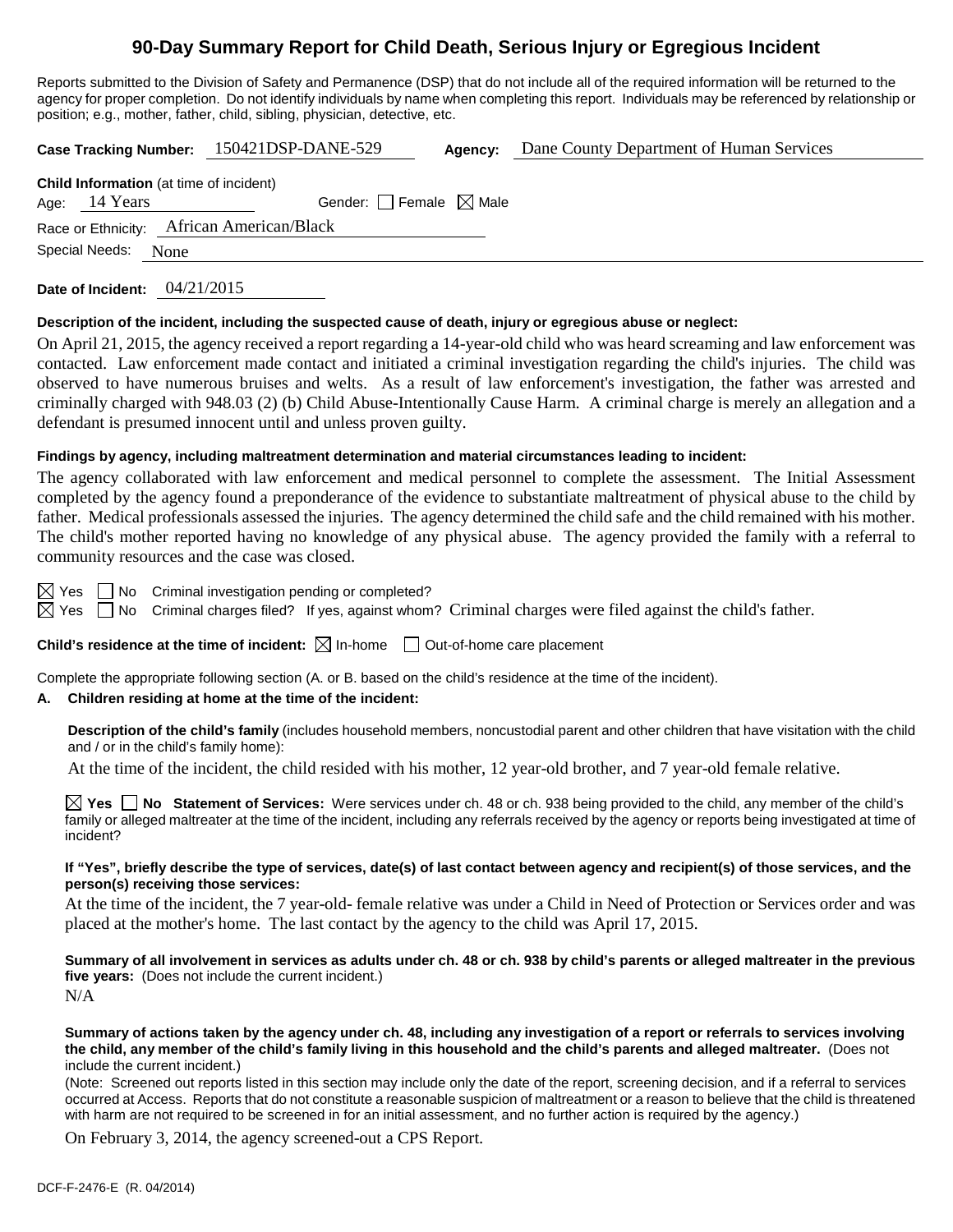# 90-Day Summary Report for Child Death, Serious Injury or Egregious Incident

Reports submitted to the Division of Safety and Permanence (DSP) that do not include all of the required information will be returned to the agency for proper completion. Do not identify individuals by name when completing this report. Individuals may be referenced by relationship or position; e.g., mother, father, child, sibling, physician, detective, etc.

**Case Tracking Number:** 150421DSP-DANE-529 **Agency:** Dane County Department of Human Services

**Child Information** (at time of incident)

Age: 14 Years Gender: ☐ Female ☒ Male

Race or Ethnicity: African American/Black

Special Needs: None

**Date of Incident:** 04/21/2015

**Description of the incident, including the suspected cause of death, injury or egregious abuse or neglect:**

On April 21, 2015, the agency received a report regarding a 14-year-old child who was heard screaming and law enforcement was contacted. Law enforcement made contact and initiated a criminal investigation regarding the child's injuries. The child was observed to have numerous bruises and welts. As a result of law enforcement's investigation, the father was arrested and criminally charged with 948.03 (2) (b) Child Abuse-Intentionally Cause Harm. A criminal charge is merely an allegation and a defendant is presumed innocent until and unless proven guilty.

**Findings by agency, including maltreatment determination and material circumstances leading to incident:**

The agency collaborated with law enforcement and medical personnel to complete the assessment. The Initial Assessment completed by the agency found a preponderance of the evidence to substantiate maltreatment of physical abuse to the child by father. Medical professionals assessed the injuries. The agency determined the child safe and the child remained with his mother. The child's mother reported having no knowledge of any physical abuse. The agency provided the family with a referral to community resources and the case was closed.

☒ Yes ☐ No Criminal investigation pending or completed?

☒ Yes ☐ No Criminal charges filed? If yes, against whom? Criminal charges were filed against the child's father.

**Child's residence at the time of incident:** ☒ In-home ☐ Out-of-home care placement

Complete the appropriate following section (A. or B. based on the child's residence at the time of the incident).

**A. Children residing at home at the time of the incident:**

**Description of the child's family** (includes household members, noncustodial parent and other children that have visitation with the child and / or in the child's family home):

At the time of the incident, the child resided with his mother, 12 year-old brother, and 7 year-old female relative.

☒ **Yes** ☐ **No Statement of Services:** Were services under ch. 48 or ch. 938 being provided to the child, any member of the child's family or alleged maltreater at the time of the incident, including any referrals received by the agency or reports being investigated at time of incident?

**If "Yes", briefly describe the type of services, date(s) of last contact between agency and recipient(s) of those services, and the person(s) receiving those services:**

At the time of the incident, the 7 year-old- female relative was under a Child in Need of Protection or Services order and was placed at the mother's home. The last contact by the agency to the child was April 17, 2015.

**Summary of all involvement in services as adults under ch. 48 or ch. 938 by child's parents or alleged maltreater in the previous five years:** (Does not include the current incident.)

N/A

**Summary of actions taken by the agency under ch. 48, including any investigation of a report or referrals to services involving the child, any member of the child's family living in this household and the child's parents and alleged maltreater.** (Does not include the current incident.)

(Note: Screened out reports listed in this section may include only the date of the report, screening decision, and if a referral to services occurred at Access. Reports that do not constitute a reasonable suspicion of maltreatment or a reason to believe that the child is threatened with harm are not required to be screened in for an initial assessment, and no further action is required by the agency.)

On February 3, 2014, the agency screened-out a CPS Report.

DCF-F-2476-E (R. 04/2014)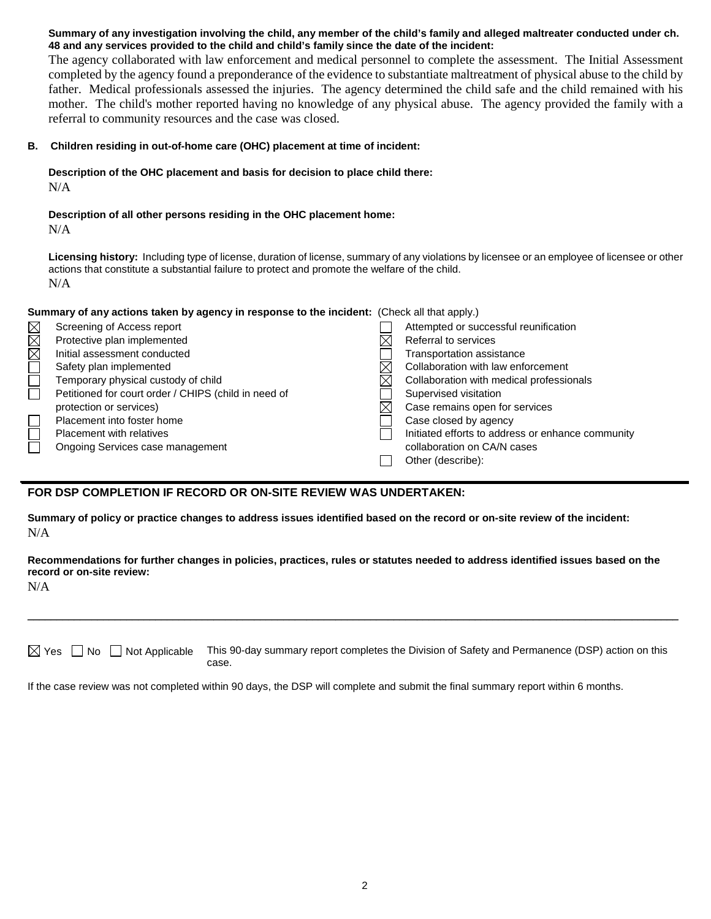**Summary of any investigation involving the child, any member of the child's family and alleged maltreater conducted under ch. 48 and any services provided to the child and child's family since the date of the incident:**

The agency collaborated with law enforcement and medical personnel to complete the assessment. The Initial Assessment completed by the agency found a preponderance of the evidence to substantiate maltreatment of physical abuse to the child by father. Medical professionals assessed the injuries. The agency determined the child safe and the child remained with his mother. The child's mother reported having no knowledge of any physical abuse. The agency provided the family with a referral to community resources and the case was closed.

**B. Children residing in out-of-home care (OHC) placement at time of incident:**

**Description of the OHC placement and basis for decision to place child there:**
N/A

**Description of all other persons residing in the OHC placement home:**
N/A

**Licensing history:** Including type of license, duration of license, summary of any violations by licensee or an employee of licensee or other actions that constitute a substantial failure to protect and promote the welfare of the child.
N/A

**Summary of any actions taken by agency in response to the incident:** (Check all that apply.)

- ☒ Screening of Access report
- ☒ Protective plan implemented
- ☒ Initial assessment conducted
- ☐ Safety plan implemented
- ☐ Temporary physical custody of child
- ☐ Petitioned for court order / CHIPS (child in need of protection or services)
- ☐ Placement into foster home
- ☐ Placement with relatives
- ☐ Ongoing Services case management
- ☐ Attempted or successful reunification
- ☒ Referral to services
- ☐ Transportation assistance
- ☒ Collaboration with law enforcement
- ☒ Collaboration with medical professionals
- ☐ Supervised visitation
- ☒ Case remains open for services
- ☐ Case closed by agency
- ☐ Initiated efforts to address or enhance community collaboration on CA/N cases
- ☐ Other (describe):

## FOR DSP COMPLETION IF RECORD OR ON-SITE REVIEW WAS UNDERTAKEN:

**Summary of policy or practice changes to address issues identified based on the record or on-site review of the incident:**
N/A

**Recommendations for further changes in policies, practices, rules or statutes needed to address identified issues based on the record or on-site review:**
N/A

---

☒ Yes ☐ No ☐ Not Applicable This 90-day summary report completes the Division of Safety and Permanence (DSP) action on this case.

If the case review was not completed within 90 days, the DSP will complete and submit the final summary report within 6 months.